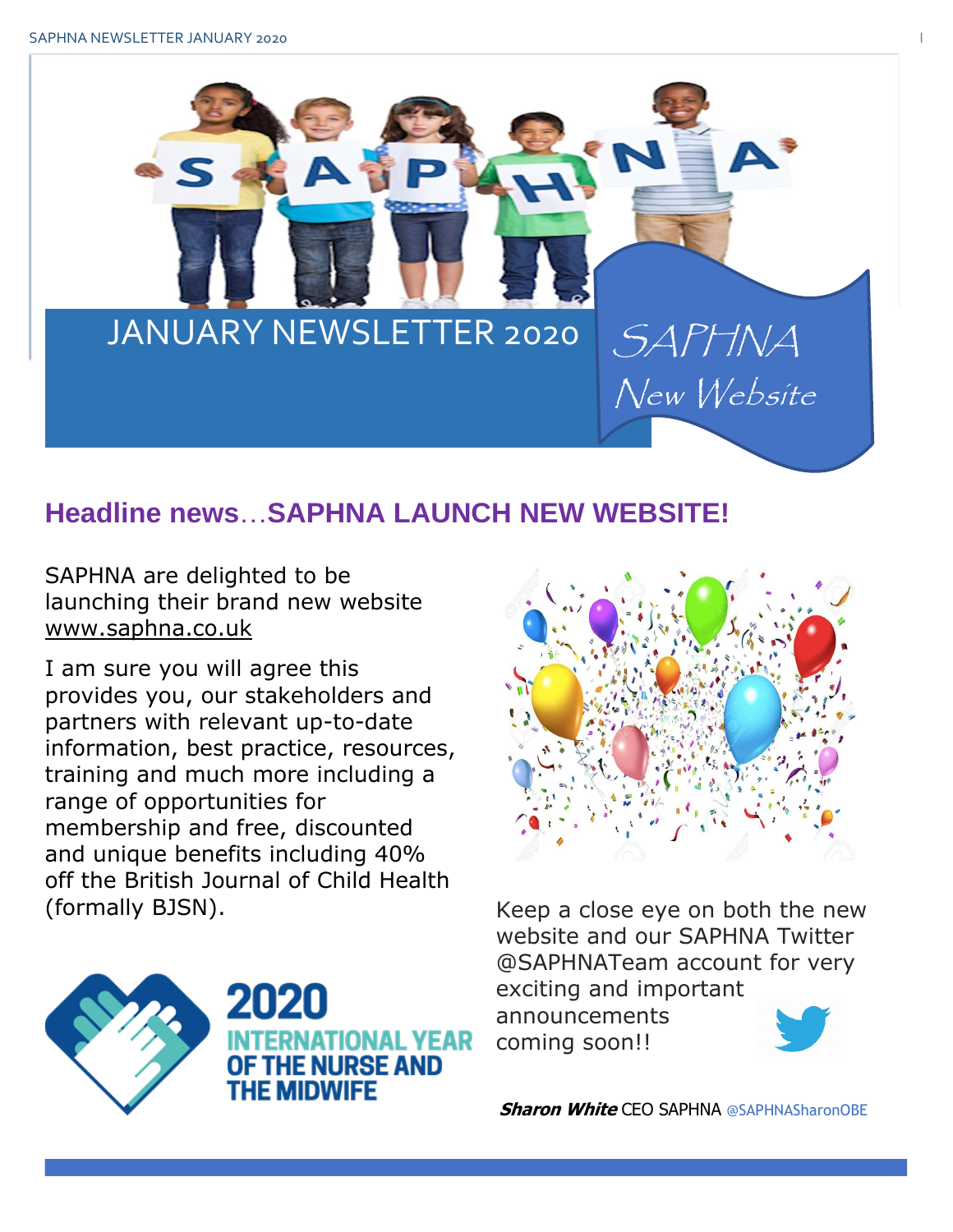# JANUARY NEWSLETTER 2020

*SAPHNA New Website*

## Headline news…SAPHNA LAUNCH NEW WEBSITE!

SAPHNA are delighted to be launching their brand new website www.saphna.co.uk

I am sure you will agree this provides you, our stakeholders and partners with relevant up-to-date information, best practice, resources, training and much more including a range of opportunities for membership and free, discounted and unique benefits including 40% off the British Journal of Child Health (formally BJSN).

2020 INTERNATIONAL YEAR OF THE NURSE AND THE MIDWIFE

Keep a close eye on both the new website and our SAPHNA Twitter @SAPHNATeam account for very exciting and important announcements coming soon!!

***Sharon White*** CEO SAPHNA @SAPHNASharonOBE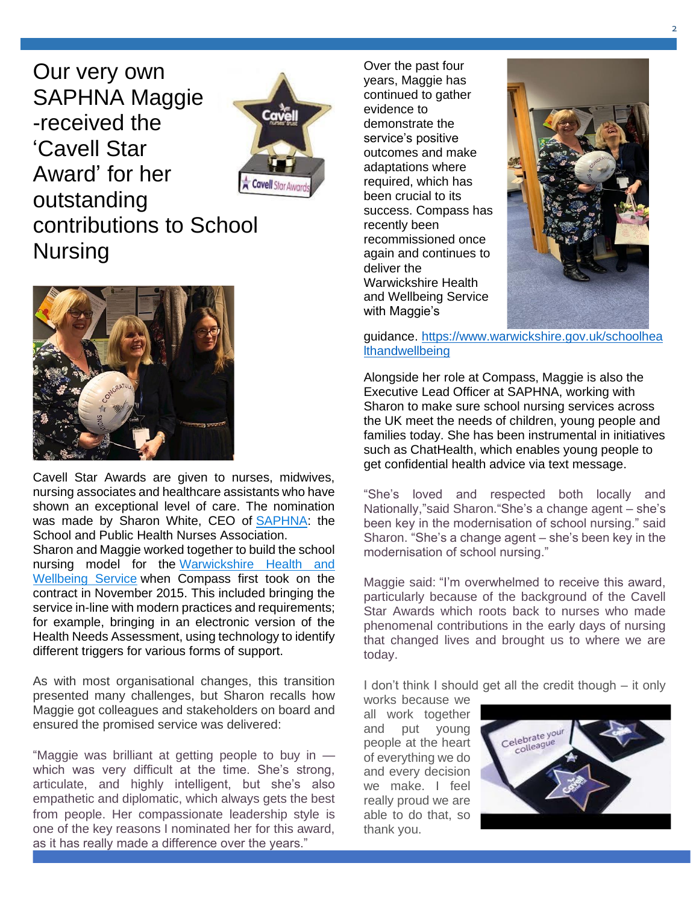# Our very own SAPHNA Maggie -received the 'Cavell Star Award' for her outstanding contributions to School Nursing

Cavell Star Awards are given to nurses, midwives, nursing associates and healthcare assistants who have shown an exceptional level of care. The nomination was made by Sharon White, CEO of SAPHNA: the School and Public Health Nurses Association.

Sharon and Maggie worked together to build the school nursing model for the Warwickshire Health and Wellbeing Service when Compass first took on the contract in November 2015. This included bringing the service in-line with modern practices and requirements; for example, bringing in an electronic version of the Health Needs Assessment, using technology to identify different triggers for various forms of support.

As with most organisational changes, this transition presented many challenges, but Sharon recalls how Maggie got colleagues and stakeholders on board and ensured the promised service was delivered:

"Maggie was brilliant at getting people to buy in — which was very difficult at the time. She's strong, articulate, and highly intelligent, but she's also empathetic and diplomatic, which always gets the best from people. Her compassionate leadership style is one of the key reasons I nominated her for this award, as it has really made a difference over the years."

Over the past four years, Maggie has continued to gather evidence to demonstrate the service's positive outcomes and make adaptations where required, which has been crucial to its success. Compass has recently been recommissioned once again and continues to deliver the Warwickshire Health and Wellbeing Service with Maggie's guidance. https://www.warwickshire.gov.uk/schoolhealthandwellbeing

Alongside her role at Compass, Maggie is also the Executive Lead Officer at SAPHNA, working with Sharon to make sure school nursing services across the UK meet the needs of children, young people and families today. She has been instrumental in initiatives such as ChatHealth, which enables young people to get confidential health advice via text message.

"She's loved and respected both locally and Nationally,"said Sharon."She's a change agent – she's been key in the modernisation of school nursing." said Sharon. "She's a change agent – she's been key in the modernisation of school nursing."

Maggie said: "I'm overwhelmed to receive this award, particularly because of the background of the Cavell Star Awards which roots back to nurses who made phenomenal contributions in the early days of nursing that changed lives and brought us to where we are today.

I don't think I should get all the credit though – it only works because we all work together and put young people at the heart of everything we do and every decision we make. I feel really proud we are able to do that, so thank you.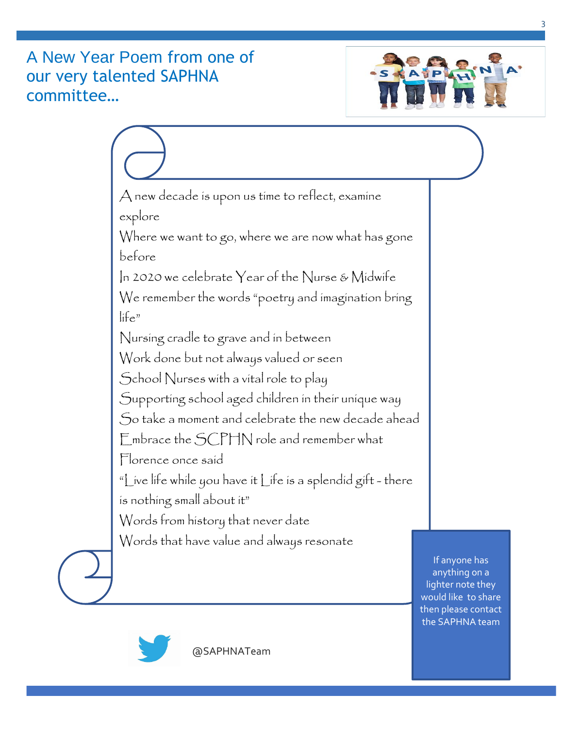## A New Year Poem from one of our very talented SAPHNA committee…

A new decade is upon us time to reflect, examine explore
Where we want to go, where we are now what has gone before
In 2020 we celebrate Year of the Nurse & Midwife
We remember the words "poetry and imagination bring life"
Nursing cradle to grave and in between
Work done but not always valued or seen
School Nurses with a vital role to play
Supporting school aged children in their unique way
So take a moment and celebrate the new decade ahead
Embrace the SCPHN role and remember what Florence once said
"Live life while you have it Life is a splendid gift - there is nothing small about it"
Words from history that never date
Words that have value and always resonate

If anyone has anything on a lighter note they would like to share then please contact the SAPHNA team

@SAPHNATeam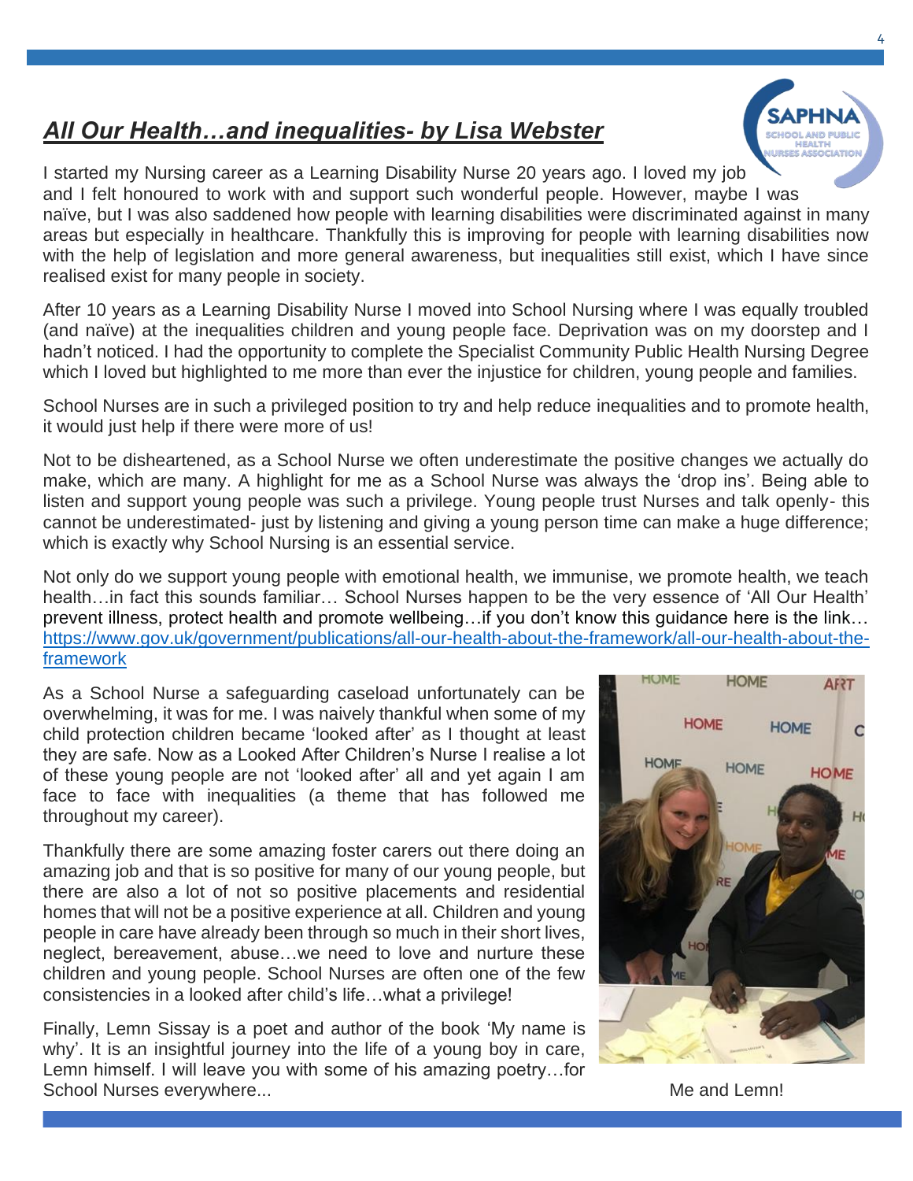## *All Our Health…and inequalities- by Lisa Webster*

I started my Nursing career as a Learning Disability Nurse 20 years ago. I loved my job and I felt honoured to work with and support such wonderful people. However, maybe I was naïve, but I was also saddened how people with learning disabilities were discriminated against in many areas but especially in healthcare. Thankfully this is improving for people with learning disabilities now with the help of legislation and more general awareness, but inequalities still exist, which I have since realised exist for many people in society.

After 10 years as a Learning Disability Nurse I moved into School Nursing where I was equally troubled (and naïve) at the inequalities children and young people face. Deprivation was on my doorstep and I hadn't noticed. I had the opportunity to complete the Specialist Community Public Health Nursing Degree which I loved but highlighted to me more than ever the injustice for children, young people and families.

School Nurses are in such a privileged position to try and help reduce inequalities and to promote health, it would just help if there were more of us!

Not to be disheartened, as a School Nurse we often underestimate the positive changes we actually do make, which are many. A highlight for me as a School Nurse was always the 'drop ins'. Being able to listen and support young people was such a privilege. Young people trust Nurses and talk openly- this cannot be underestimated- just by listening and giving a young person time can make a huge difference; which is exactly why School Nursing is an essential service.

Not only do we support young people with emotional health, we immunise, we promote health, we teach health…in fact this sounds familiar… School Nurses happen to be the very essence of 'All Our Health' prevent illness, protect health and promote wellbeing…if you don't know this guidance here is the link… https://www.gov.uk/government/publications/all-our-health-about-the-framework/all-our-health-about-the-framework

As a School Nurse a safeguarding caseload unfortunately can be overwhelming, it was for me. I was naively thankful when some of my child protection children became 'looked after' as I thought at least they are safe. Now as a Looked After Children's Nurse I realise a lot of these young people are not 'looked after' all and yet again I am face to face with inequalities (a theme that has followed me throughout my career).

Thankfully there are some amazing foster carers out there doing an amazing job and that is so positive for many of our young people, but there are also a lot of not so positive placements and residential homes that will not be a positive experience at all. Children and young people in care have already been through so much in their short lives, neglect, bereavement, abuse…we need to love and nurture these children and young people. School Nurses are often one of the few consistencies in a looked after child's life…what a privilege!

Finally, Lemn Sissay is a poet and author of the book 'My name is why'. It is an insightful journey into the life of a young boy in care, Lemn himself. I will leave you with some of his amazing poetry…for School Nurses everywhere...

Me and Lemn!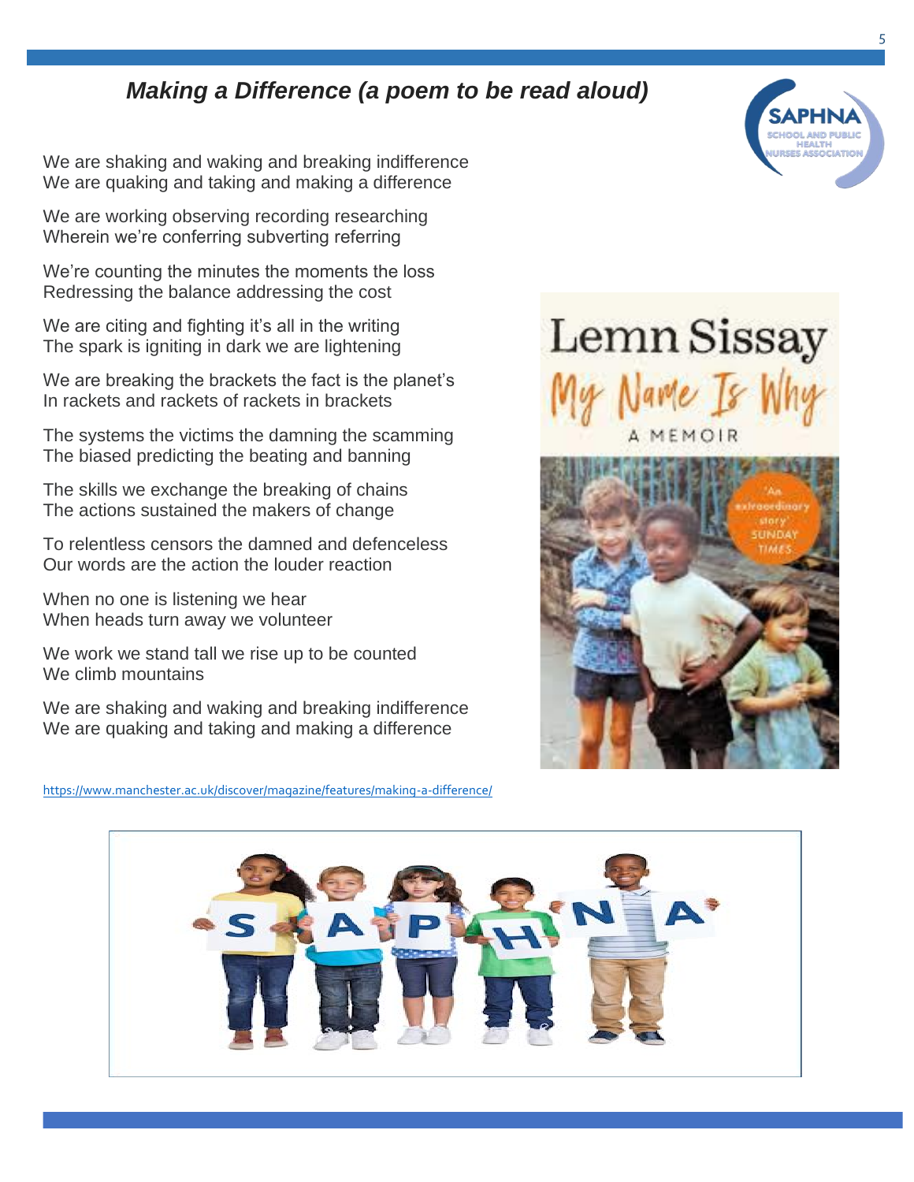## *Making a Difference (a poem to be read aloud)*

We are shaking and waking and breaking indifference
We are quaking and taking and making a difference

We are working observing recording researching
Wherein we're conferring subverting referring

We're counting the minutes the moments the loss
Redressing the balance addressing the cost

We are citing and fighting it's all in the writing
The spark is igniting in dark we are lightening

We are breaking the brackets the fact is the planet's
In rackets and rackets of rackets in brackets

The systems the victims the damning the scamming
The biased predicting the beating and banning

The skills we exchange the breaking of chains
The actions sustained the makers of change

To relentless censors the damned and defenceless
Our words are the action the louder reaction

When no one is listening we hear
When heads turn away we volunteer

We work we stand tall we rise up to be counted
We climb mountains

We are shaking and waking and breaking indifference
We are quaking and taking and making a difference

https://www.manchester.ac.uk/discover/magazine/features/making-a-difference/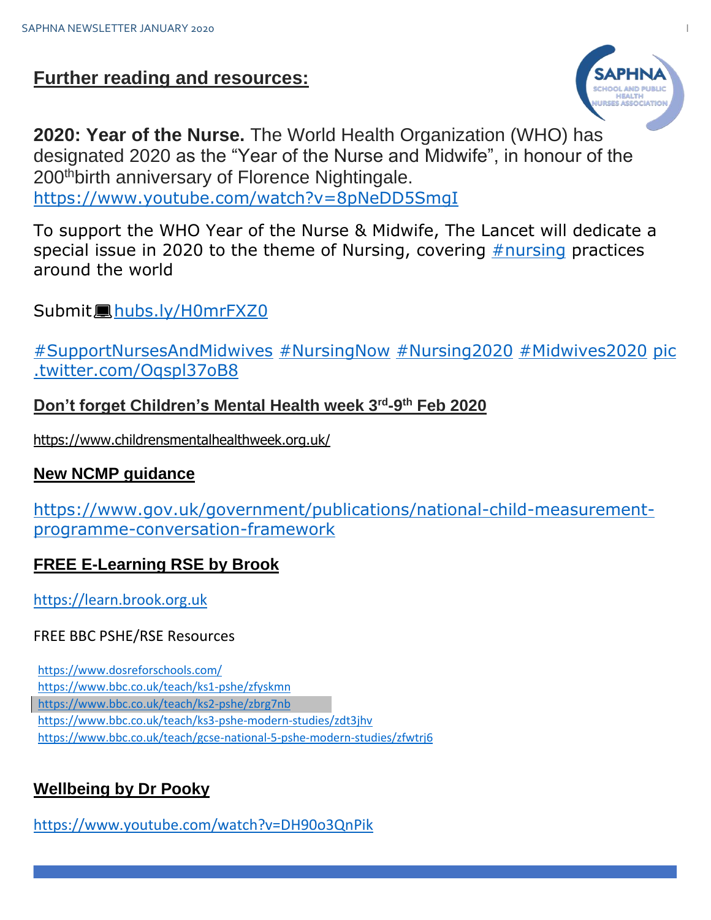## Further reading and resources:

**2020: Year of the Nurse.** The World Health Organization (WHO) has designated 2020 as the "Year of the Nurse and Midwife", in honour of the 200th birth anniversary of Florence Nightingale.
https://www.youtube.com/watch?v=8pNeDD5SmgI

To support the WHO Year of the Nurse & Midwife, The Lancet will dedicate a special issue in 2020 to the theme of Nursing, covering #nursing practices around the world

Submit💻hubs.ly/H0mrFXZ0

#SupportNursesAndMidwives #NursingNow #Nursing2020 #Midwives2020 pic.twitter.com/Oqspl37oB8

**Don't forget Children's Mental Health week 3rd-9th Feb 2020**

https://www.childrensmentalhealthweek.org.uk/

**New NCMP guidance**

https://www.gov.uk/government/publications/national-child-measurement-programme-conversation-framework

**FREE E-Learning RSE by Brook**

https://learn.brook.org.uk

FREE BBC PSHE/RSE Resources

https://www.dosreforschools.com/
https://www.bbc.co.uk/teach/ks1-pshe/zfyskmn
https://www.bbc.co.uk/teach/ks2-pshe/zbrg7nb
https://www.bbc.co.uk/teach/ks3-pshe-modern-studies/zdt3jhv
https://www.bbc.co.uk/teach/gcse-national-5-pshe-modern-studies/zfwtrj6

**Wellbeing by Dr Pooky**

https://www.youtube.com/watch?v=DH90o3QnPik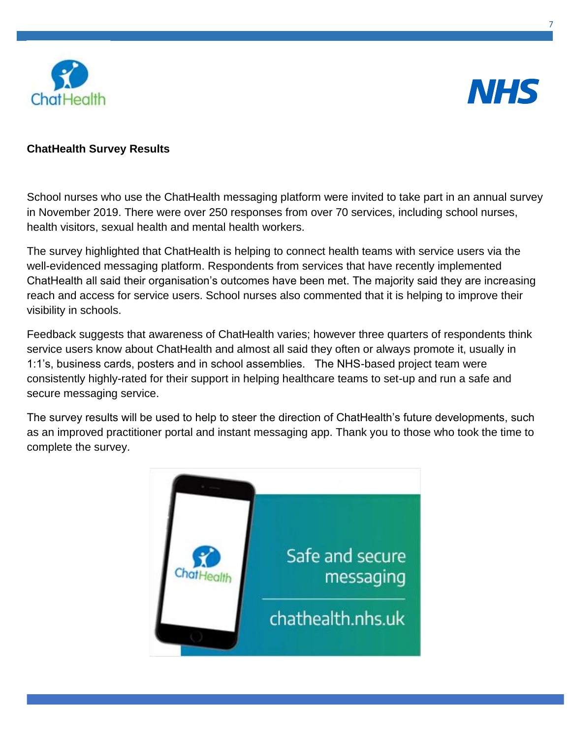**ChatHealth Survey Results**

School nurses who use the ChatHealth messaging platform were invited to take part in an annual survey in November 2019. There were over 250 responses from over 70 services, including school nurses, health visitors, sexual health and mental health workers.

The survey highlighted that ChatHealth is helping to connect health teams with service users via the well-evidenced messaging platform. Respondents from services that have recently implemented ChatHealth all said their organisation's outcomes have been met. The majority said they are increasing reach and access for service users. School nurses also commented that it is helping to improve their visibility in schools.

Feedback suggests that awareness of ChatHealth varies; however three quarters of respondents think service users know about ChatHealth and almost all said they often or always promote it, usually in 1:1's, business cards, posters and in school assemblies. The NHS-based project team were consistently highly-rated for their support in helping healthcare teams to set-up and run a safe and secure messaging service.

The survey results will be used to help to steer the direction of ChatHealth's future developments, such as an improved practitioner portal and instant messaging app. Thank you to those who took the time to complete the survey.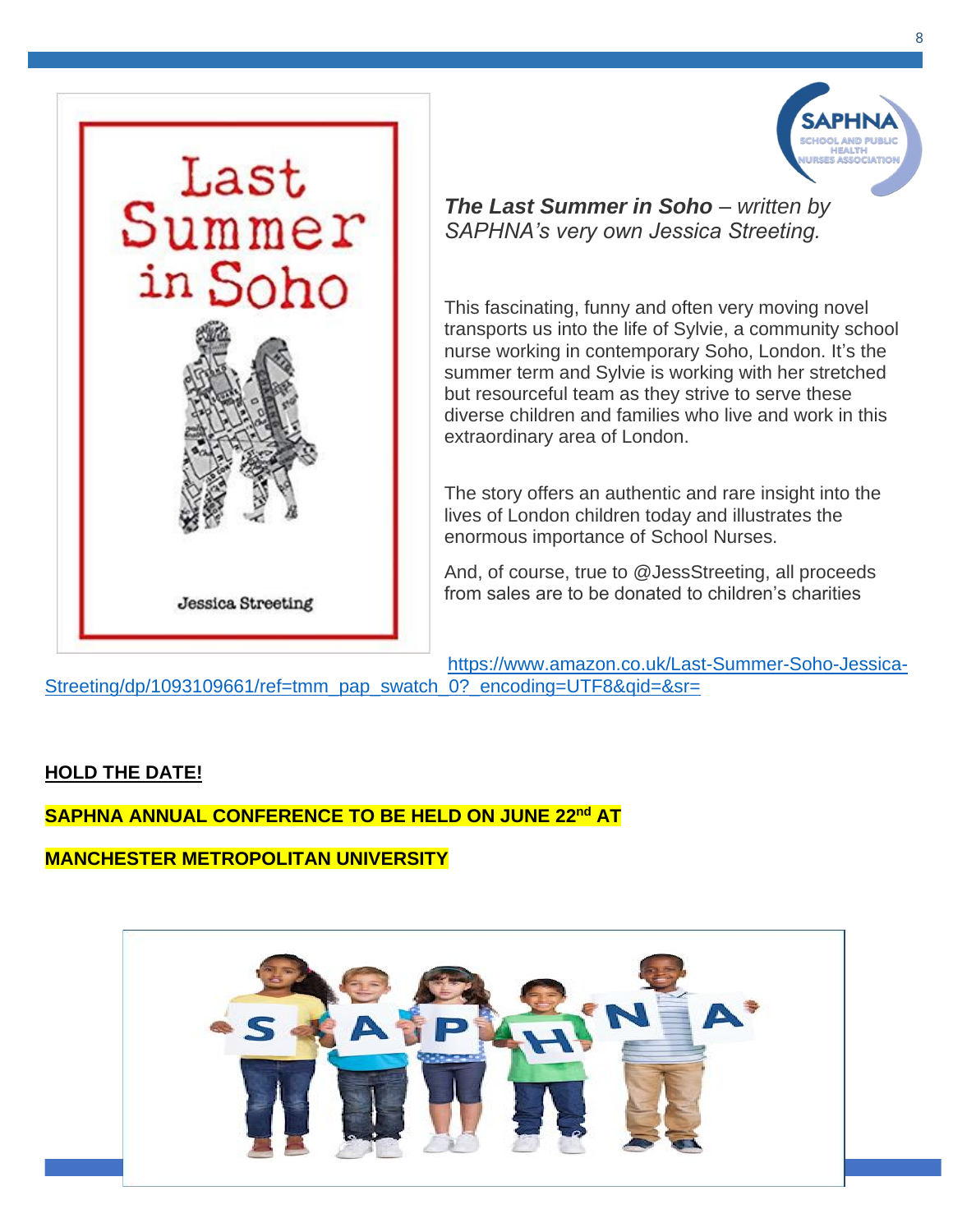***The Last Summer in Soho*** *– written by SAPHNA's very own Jessica Streeting.*

This fascinating, funny and often very moving novel transports us into the life of Sylvie, a community school nurse working in contemporary Soho, London. It's the summer term and Sylvie is working with her stretched but resourceful team as they strive to serve these diverse children and families who live and work in this extraordinary area of London.

The story offers an authentic and rare insight into the lives of London children today and illustrates the enormous importance of School Nurses.

And, of course, true to @JessStreeting, all proceeds from sales are to be donated to children's charities

https://www.amazon.co.uk/Last-Summer-Soho-Jessica-Streeting/dp/1093109661/ref=tmm_pap_swatch_0?_encoding=UTF8&qid=&sr=

**HOLD THE DATE!**

**SAPHNA ANNUAL CONFERENCE TO BE HELD ON JUNE 22nd AT**

**MANCHESTER METROPOLITAN UNIVERSITY**